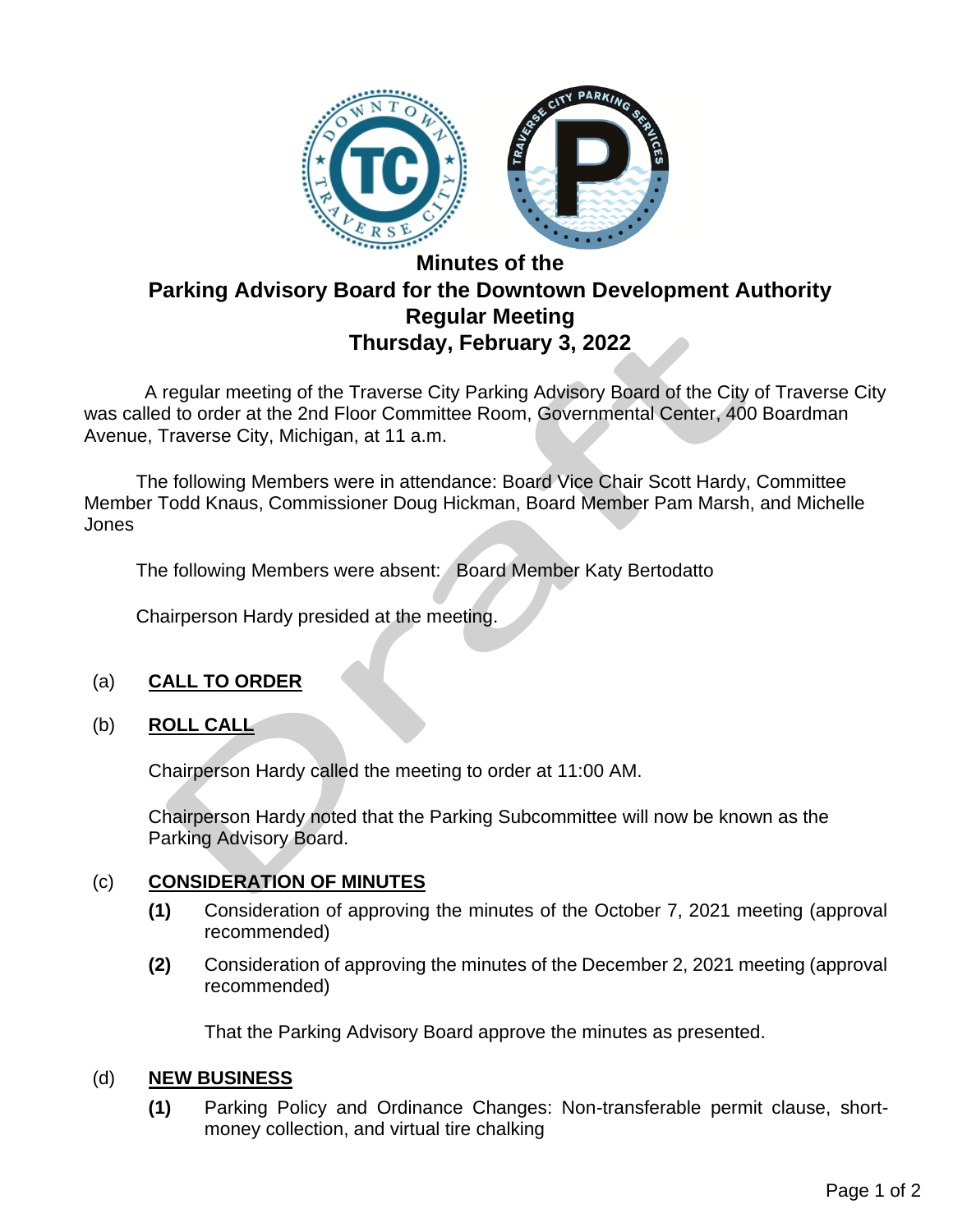# Minutes of the Parking Advisory Board for the Downtown Development Authority Regular Meeting Thursday, February 3, 2022

A regular meeting of the Traverse City Parking Advisory Board of the City of Traverse City was called to order at the 2nd Floor Committee Room, Governmental Center, 400 Boardman Avenue, Traverse City, Michigan, at 11 a.m.

The following Members were in attendance: Board Vice Chair Scott Hardy, Committee Member Todd Knaus, Commissioner Doug Hickman, Board Member Pam Marsh, and Michelle Jones

The following Members were absent: Board Member Katy Bertodatto

Chairperson Hardy presided at the meeting.

(a) **CALL TO ORDER**

(b) **ROLL CALL**

Chairperson Hardy called the meeting to order at 11:00 AM.

Chairperson Hardy noted that the Parking Subcommittee will now be known as the Parking Advisory Board.

(c) **CONSIDERATION OF MINUTES**

**(1)** Consideration of approving the minutes of the October 7, 2021 meeting (approval recommended)

**(2)** Consideration of approving the minutes of the December 2, 2021 meeting (approval recommended)

That the Parking Advisory Board approve the minutes as presented.

(d) **NEW BUSINESS**

**(1)** Parking Policy and Ordinance Changes: Non-transferable permit clause, short-money collection, and virtual tire chalking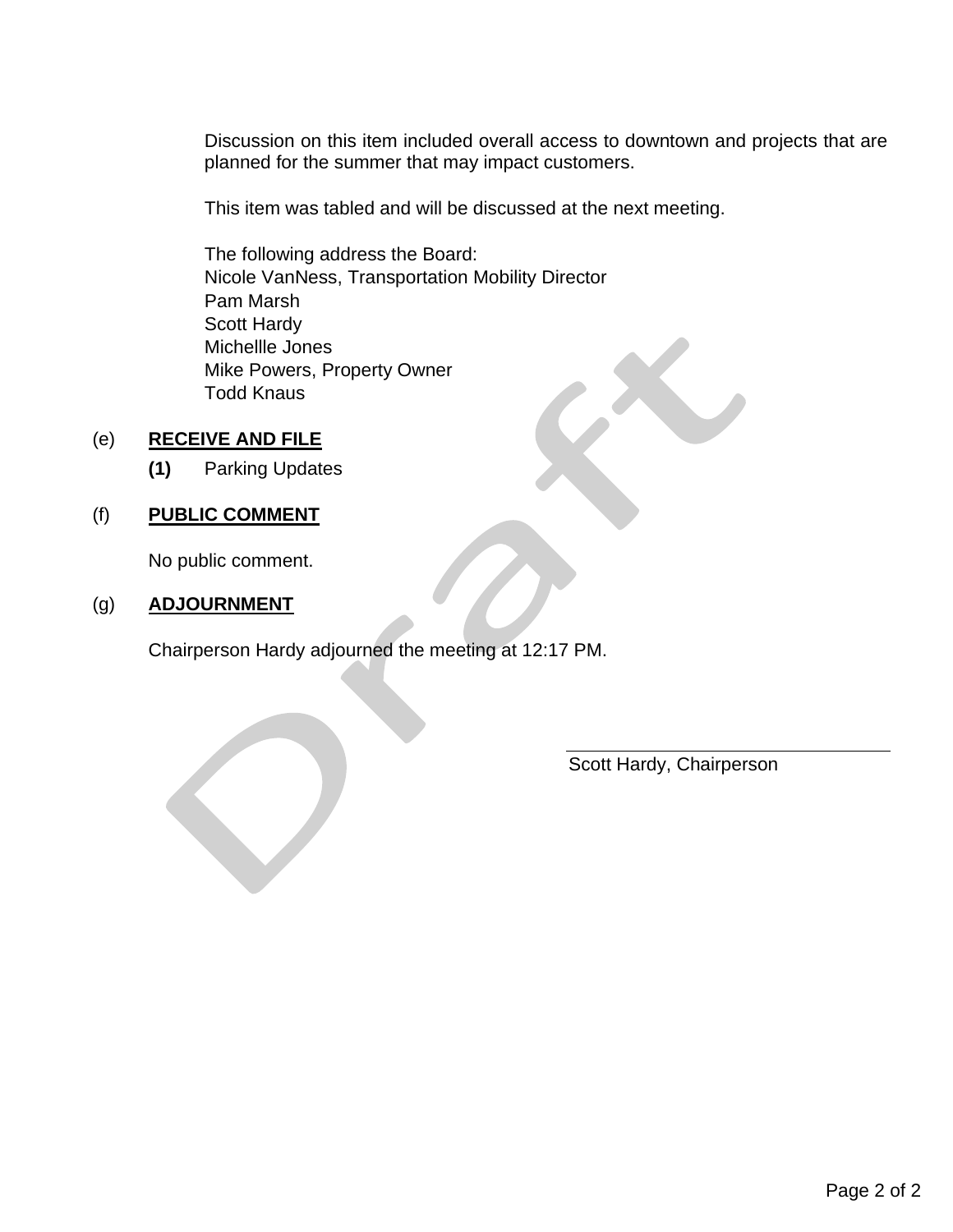Discussion on this item included overall access to downtown and projects that are planned for the summer that may impact customers.

This item was tabled and will be discussed at the next meeting.

The following address the Board:
Nicole VanNess, Transportation Mobility Director
Pam Marsh
Scott Hardy
Michellle Jones
Mike Powers, Property Owner
Todd Knaus

(e) **RECEIVE AND FILE**

**(1)** Parking Updates

(f) **PUBLIC COMMENT**

No public comment.

(g) **ADJOURNMENT**

Chairperson Hardy adjourned the meeting at 12:17 PM.

Scott Hardy, Chairperson